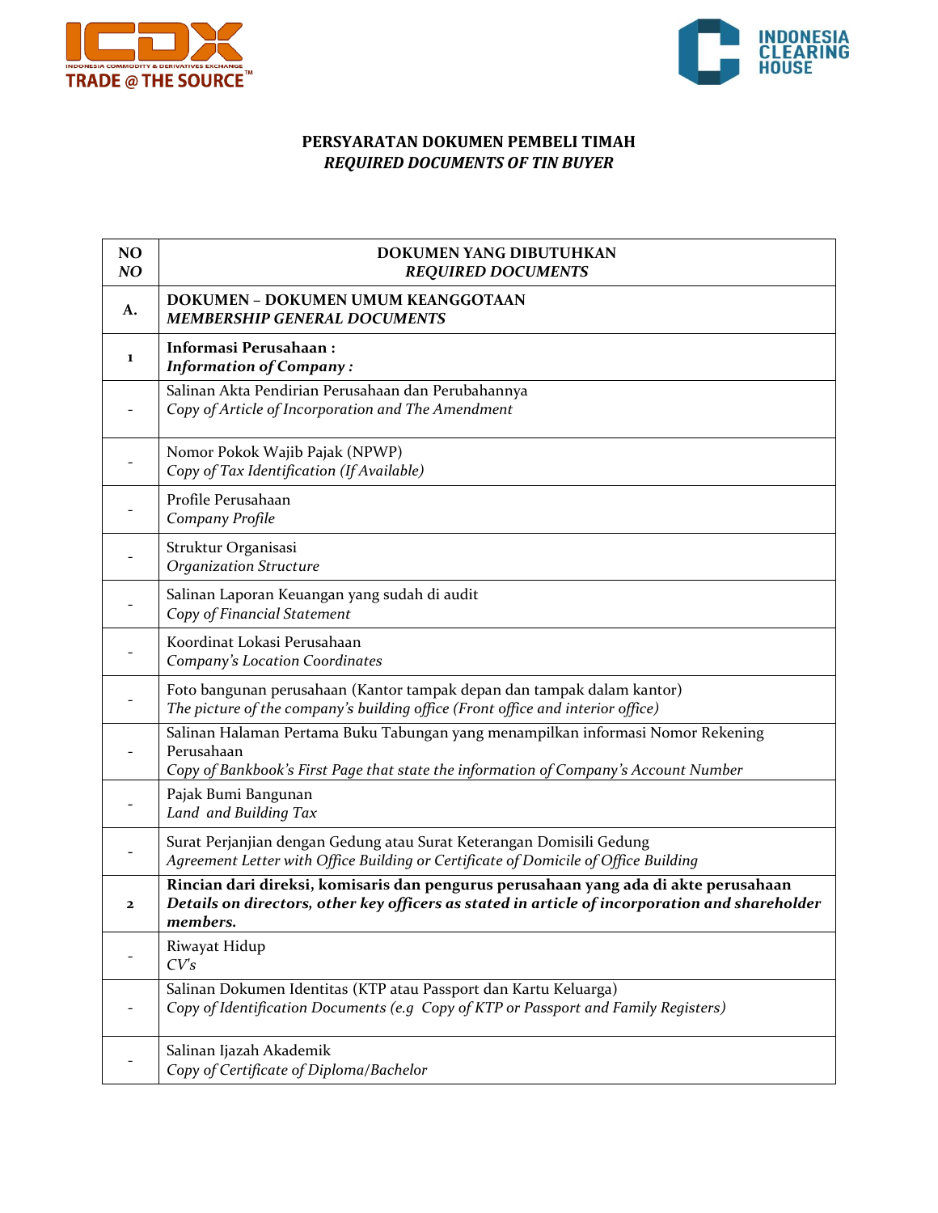**PERSYARATAN DOKUMEN PEMBELI TIMAH**
***REQUIRED DOCUMENTS OF TIN BUYER***

| NO<br>*NO* | DOKUMEN YANG DIBUTUHKAN<br>*REQUIRED DOCUMENTS* |
|---|---|
| **A.** | **DOKUMEN – DOKUMEN UMUM KEANGGOTAAN**<br>***MEMBERSHIP GENERAL DOCUMENTS*** |
| **1** | **Informasi Perusahaan :**<br>***Information of Company :*** |
| - | Salinan Akta Pendirian Perusahaan dan Perubahannya<br>*Copy of Article of Incorporation and The Amendment* |
| - | Nomor Pokok Wajib Pajak (NPWP)<br>*Copy of Tax Identification (If Available)* |
| - | Profile Perusahaan<br>*Company Profile* |
| - | Struktur Organisasi<br>*Organization Structure* |
| - | Salinan Laporan Keuangan yang sudah di audit<br>*Copy of Financial Statement* |
| - | Koordinat Lokasi Perusahaan<br>*Company's Location Coordinates* |
| - | Foto bangunan perusahaan (Kantor tampak depan dan tampak dalam kantor)<br>*The picture of the company's building office (Front office and interior office)* |
| - | Salinan Halaman Pertama Buku Tabungan yang menampilkan informasi Nomor Rekening Perusahaan<br>*Copy of Bankbook's First Page that state the information of Company's Account Number* |
| - | Pajak Bumi Bangunan<br>*Land and Building Tax* |
| - | Surat Perjanjian dengan Gedung atau Surat Keterangan Domisili Gedung<br>*Agreement Letter with Office Building or Certificate of Domicile of Office Building* |
| **2** | **Rincian dari direksi, komisaris dan pengurus perusahaan yang ada di akte perusahaan**<br>***Details on directors, other key officers as stated in article of incorporation and shareholder members.*** |
| - | Riwayat Hidup<br>*CV's* |
| - | Salinan Dokumen Identitas (KTP atau Passport dan Kartu Keluarga)<br>*Copy of Identification Documents (e.g Copy of KTP or Passport and Family Registers)* |
| - | Salinan Ijazah Akademik<br>*Copy of Certificate of Diploma/Bachelor* |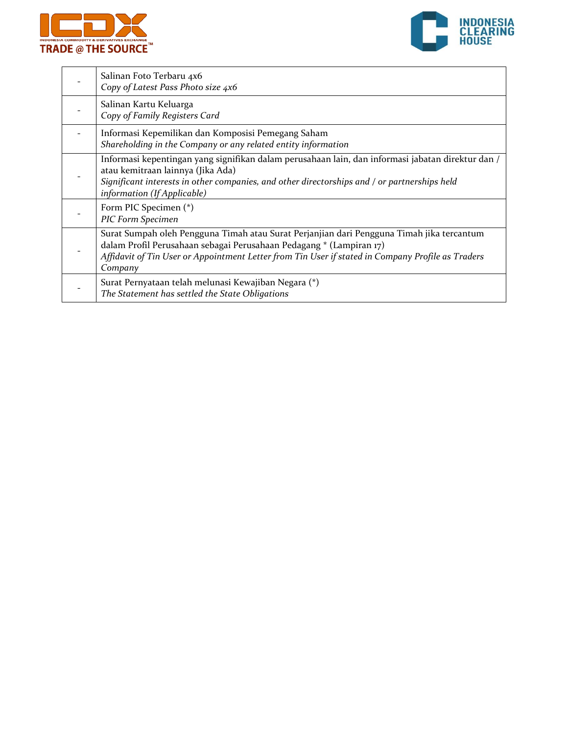| | |
|---|---|
| - | Salinan Foto Terbaru 4x6<br>*Copy of Latest Pass Photo size 4x6* |
| - | Salinan Kartu Keluarga<br>*Copy of Family Registers Card* |
| - | Informasi Kepemilikan dan Komposisi Pemegang Saham<br>*Shareholding in the Company or any related entity information* |
| - | Informasi kepentingan yang signifikan dalam perusahaan lain, dan informasi jabatan direktur dan / atau kemitraan lainnya (Jika Ada)<br>*Significant interests in other companies, and other directorships and / or partnerships held information (If Applicable)* |
| - | Form PIC Specimen (*)<br>*PIC Form Specimen* |
| - | Surat Sumpah oleh Pengguna Timah atau Surat Perjanjian dari Pengguna Timah jika tercantum dalam Profil Perusahaan sebagai Perusahaan Pedagang * (Lampiran 17)<br>*Affidavit of Tin User or Appointment Letter from Tin User if stated in Company Profile as Traders Company* |
| - | Surat Pernyataan telah melunasi Kewajiban Negara (*)<br>*The Statement has settled the State Obligations* |